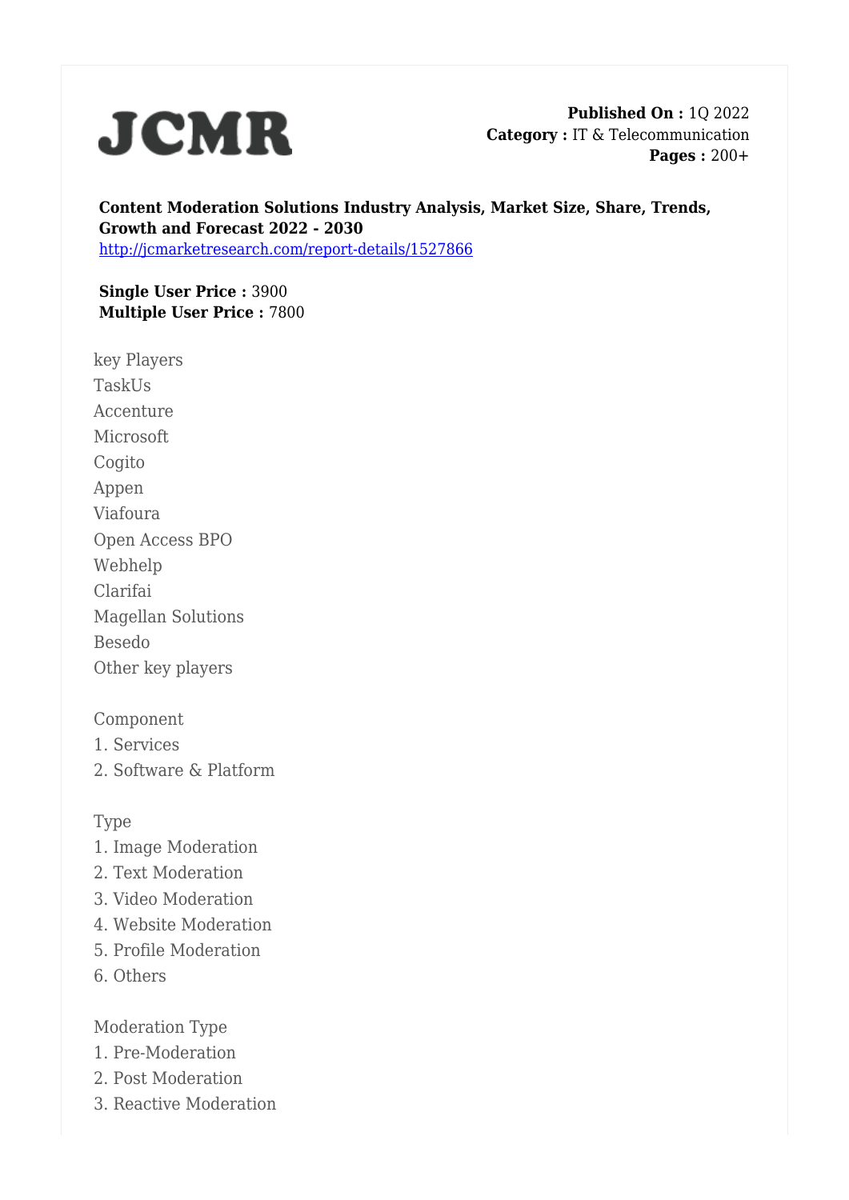# JCMR

**Published On :** 1Q 2022
**Category :** IT & Telecommunication
**Pages :** 200+

**Content Moderation Solutions Industry Analysis, Market Size, Share, Trends, Growth and Forecast 2022 - 2030**
http://jcmarketresearch.com/report-details/1527866

**Single User Price :** 3900
**Multiple User Price :** 7800

key Players
TaskUs
Accenture
Microsoft
Cogito
Appen
Viafoura
Open Access BPO
Webhelp
Clarifai
Magellan Solutions
Besedo
Other key players

Component
1. Services
2. Software & Platform

Type
1. Image Moderation
2. Text Moderation
3. Video Moderation
4. Website Moderation
5. Profile Moderation
6. Others

Moderation Type
1. Pre-Moderation
2. Post Moderation
3. Reactive Moderation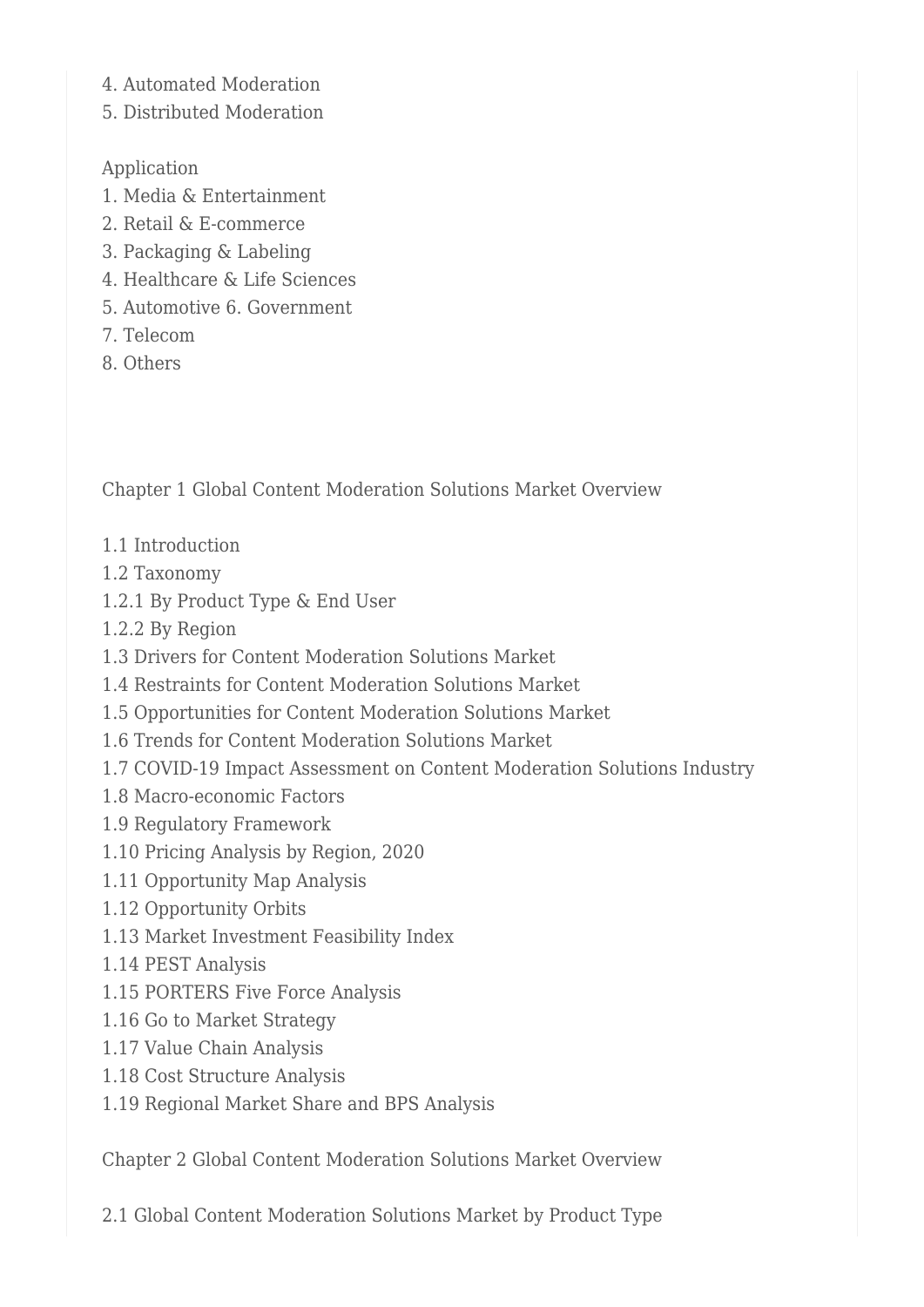4. Automated Moderation
5. Distributed Moderation

Application

1. Media & Entertainment
2. Retail & E-commerce
3. Packaging & Labeling
4. Healthcare & Life Sciences
5. Automotive 6. Government
7. Telecom
8. Others

Chapter 1 Global Content Moderation Solutions Market Overview

1.1 Introduction
1.2 Taxonomy
1.2.1 By Product Type & End User
1.2.2 By Region
1.3 Drivers for Content Moderation Solutions Market
1.4 Restraints for Content Moderation Solutions Market
1.5 Opportunities for Content Moderation Solutions Market
1.6 Trends for Content Moderation Solutions Market
1.7 COVID-19 Impact Assessment on Content Moderation Solutions Industry
1.8 Macro-economic Factors
1.9 Regulatory Framework
1.10 Pricing Analysis by Region, 2020
1.11 Opportunity Map Analysis
1.12 Opportunity Orbits
1.13 Market Investment Feasibility Index
1.14 PEST Analysis
1.15 PORTERS Five Force Analysis
1.16 Go to Market Strategy
1.17 Value Chain Analysis
1.18 Cost Structure Analysis
1.19 Regional Market Share and BPS Analysis

Chapter 2 Global Content Moderation Solutions Market Overview

2.1 Global Content Moderation Solutions Market by Product Type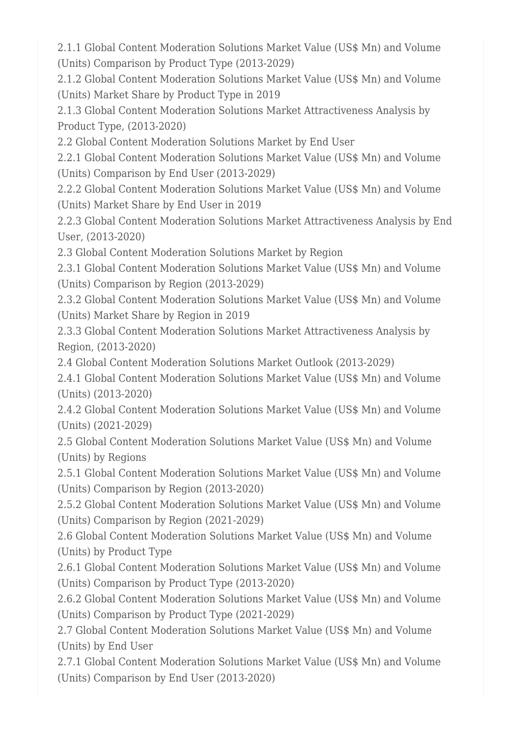2.1.1 Global Content Moderation Solutions Market Value (US$ Mn) and Volume (Units) Comparison by Product Type (2013-2029)

2.1.2 Global Content Moderation Solutions Market Value (US$ Mn) and Volume (Units) Market Share by Product Type in 2019

2.1.3 Global Content Moderation Solutions Market Attractiveness Analysis by Product Type, (2013-2020)

2.2 Global Content Moderation Solutions Market by End User

2.2.1 Global Content Moderation Solutions Market Value (US$ Mn) and Volume (Units) Comparison by End User (2013-2029)

2.2.2 Global Content Moderation Solutions Market Value (US$ Mn) and Volume (Units) Market Share by End User in 2019

2.2.3 Global Content Moderation Solutions Market Attractiveness Analysis by End User, (2013-2020)

2.3 Global Content Moderation Solutions Market by Region

2.3.1 Global Content Moderation Solutions Market Value (US$ Mn) and Volume (Units) Comparison by Region (2013-2029)

2.3.2 Global Content Moderation Solutions Market Value (US$ Mn) and Volume (Units) Market Share by Region in 2019

2.3.3 Global Content Moderation Solutions Market Attractiveness Analysis by Region, (2013-2020)

2.4 Global Content Moderation Solutions Market Outlook (2013-2029)

2.4.1 Global Content Moderation Solutions Market Value (US$ Mn) and Volume (Units) (2013-2020)

2.4.2 Global Content Moderation Solutions Market Value (US$ Mn) and Volume (Units) (2021-2029)

2.5 Global Content Moderation Solutions Market Value (US$ Mn) and Volume (Units) by Regions

2.5.1 Global Content Moderation Solutions Market Value (US$ Mn) and Volume (Units) Comparison by Region (2013-2020)

2.5.2 Global Content Moderation Solutions Market Value (US$ Mn) and Volume (Units) Comparison by Region (2021-2029)

2.6 Global Content Moderation Solutions Market Value (US$ Mn) and Volume (Units) by Product Type

2.6.1 Global Content Moderation Solutions Market Value (US$ Mn) and Volume (Units) Comparison by Product Type (2013-2020)

2.6.2 Global Content Moderation Solutions Market Value (US$ Mn) and Volume (Units) Comparison by Product Type (2021-2029)

2.7 Global Content Moderation Solutions Market Value (US$ Mn) and Volume (Units) by End User

2.7.1 Global Content Moderation Solutions Market Value (US$ Mn) and Volume (Units) Comparison by End User (2013-2020)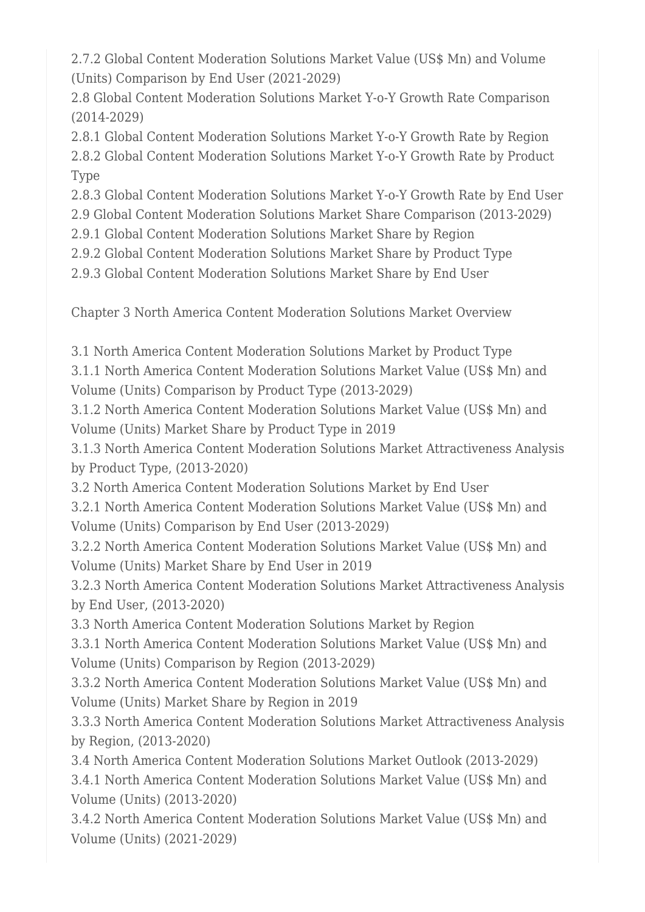2.7.2 Global Content Moderation Solutions Market Value (US$ Mn) and Volume (Units) Comparison by End User (2021-2029)

2.8 Global Content Moderation Solutions Market Y-o-Y Growth Rate Comparison (2014-2029)

2.8.1 Global Content Moderation Solutions Market Y-o-Y Growth Rate by Region

2.8.2 Global Content Moderation Solutions Market Y-o-Y Growth Rate by Product Type

2.8.3 Global Content Moderation Solutions Market Y-o-Y Growth Rate by End User

2.9 Global Content Moderation Solutions Market Share Comparison (2013-2029)

2.9.1 Global Content Moderation Solutions Market Share by Region

2.9.2 Global Content Moderation Solutions Market Share by Product Type

2.9.3 Global Content Moderation Solutions Market Share by End User

Chapter 3 North America Content Moderation Solutions Market Overview

3.1 North America Content Moderation Solutions Market by Product Type

3.1.1 North America Content Moderation Solutions Market Value (US$ Mn) and Volume (Units) Comparison by Product Type (2013-2029)

3.1.2 North America Content Moderation Solutions Market Value (US$ Mn) and Volume (Units) Market Share by Product Type in 2019

3.1.3 North America Content Moderation Solutions Market Attractiveness Analysis by Product Type, (2013-2020)

3.2 North America Content Moderation Solutions Market by End User

3.2.1 North America Content Moderation Solutions Market Value (US$ Mn) and Volume (Units) Comparison by End User (2013-2029)

3.2.2 North America Content Moderation Solutions Market Value (US$ Mn) and Volume (Units) Market Share by End User in 2019

3.2.3 North America Content Moderation Solutions Market Attractiveness Analysis by End User, (2013-2020)

3.3 North America Content Moderation Solutions Market by Region

3.3.1 North America Content Moderation Solutions Market Value (US$ Mn) and Volume (Units) Comparison by Region (2013-2029)

3.3.2 North America Content Moderation Solutions Market Value (US$ Mn) and Volume (Units) Market Share by Region in 2019

3.3.3 North America Content Moderation Solutions Market Attractiveness Analysis by Region, (2013-2020)

3.4 North America Content Moderation Solutions Market Outlook (2013-2029)

3.4.1 North America Content Moderation Solutions Market Value (US$ Mn) and Volume (Units) (2013-2020)

3.4.2 North America Content Moderation Solutions Market Value (US$ Mn) and Volume (Units) (2021-2029)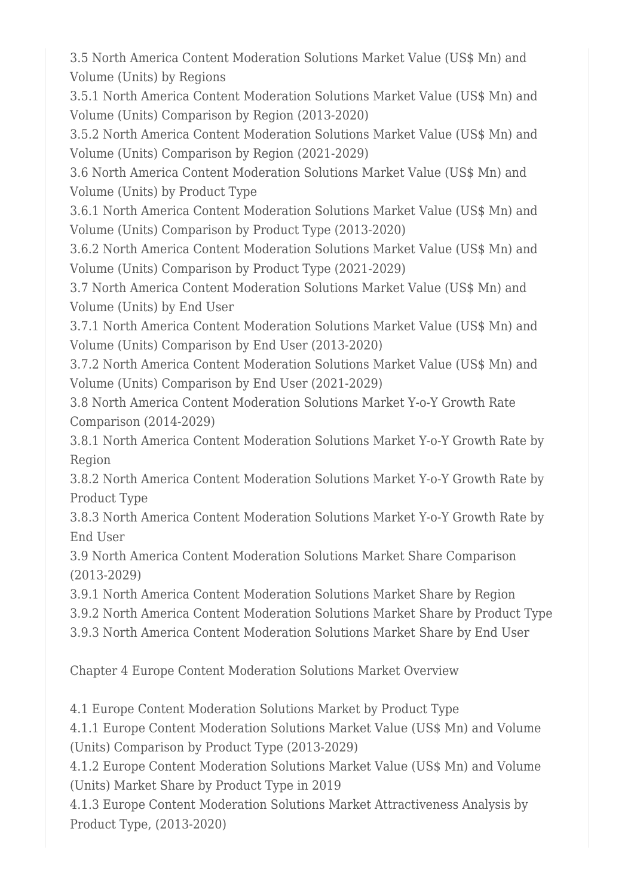3.5 North America Content Moderation Solutions Market Value (US$ Mn) and Volume (Units) by Regions

3.5.1 North America Content Moderation Solutions Market Value (US$ Mn) and Volume (Units) Comparison by Region (2013-2020)

3.5.2 North America Content Moderation Solutions Market Value (US$ Mn) and Volume (Units) Comparison by Region (2021-2029)

3.6 North America Content Moderation Solutions Market Value (US$ Mn) and Volume (Units) by Product Type

3.6.1 North America Content Moderation Solutions Market Value (US$ Mn) and Volume (Units) Comparison by Product Type (2013-2020)

3.6.2 North America Content Moderation Solutions Market Value (US$ Mn) and Volume (Units) Comparison by Product Type (2021-2029)

3.7 North America Content Moderation Solutions Market Value (US$ Mn) and Volume (Units) by End User

3.7.1 North America Content Moderation Solutions Market Value (US$ Mn) and Volume (Units) Comparison by End User (2013-2020)

3.7.2 North America Content Moderation Solutions Market Value (US$ Mn) and Volume (Units) Comparison by End User (2021-2029)

3.8 North America Content Moderation Solutions Market Y-o-Y Growth Rate Comparison (2014-2029)

3.8.1 North America Content Moderation Solutions Market Y-o-Y Growth Rate by Region

3.8.2 North America Content Moderation Solutions Market Y-o-Y Growth Rate by Product Type

3.8.3 North America Content Moderation Solutions Market Y-o-Y Growth Rate by End User

3.9 North America Content Moderation Solutions Market Share Comparison (2013-2029)

3.9.1 North America Content Moderation Solutions Market Share by Region

3.9.2 North America Content Moderation Solutions Market Share by Product Type

3.9.3 North America Content Moderation Solutions Market Share by End User

Chapter 4 Europe Content Moderation Solutions Market Overview

4.1 Europe Content Moderation Solutions Market by Product Type

4.1.1 Europe Content Moderation Solutions Market Value (US$ Mn) and Volume (Units) Comparison by Product Type (2013-2029)

4.1.2 Europe Content Moderation Solutions Market Value (US$ Mn) and Volume (Units) Market Share by Product Type in 2019

4.1.3 Europe Content Moderation Solutions Market Attractiveness Analysis by Product Type, (2013-2020)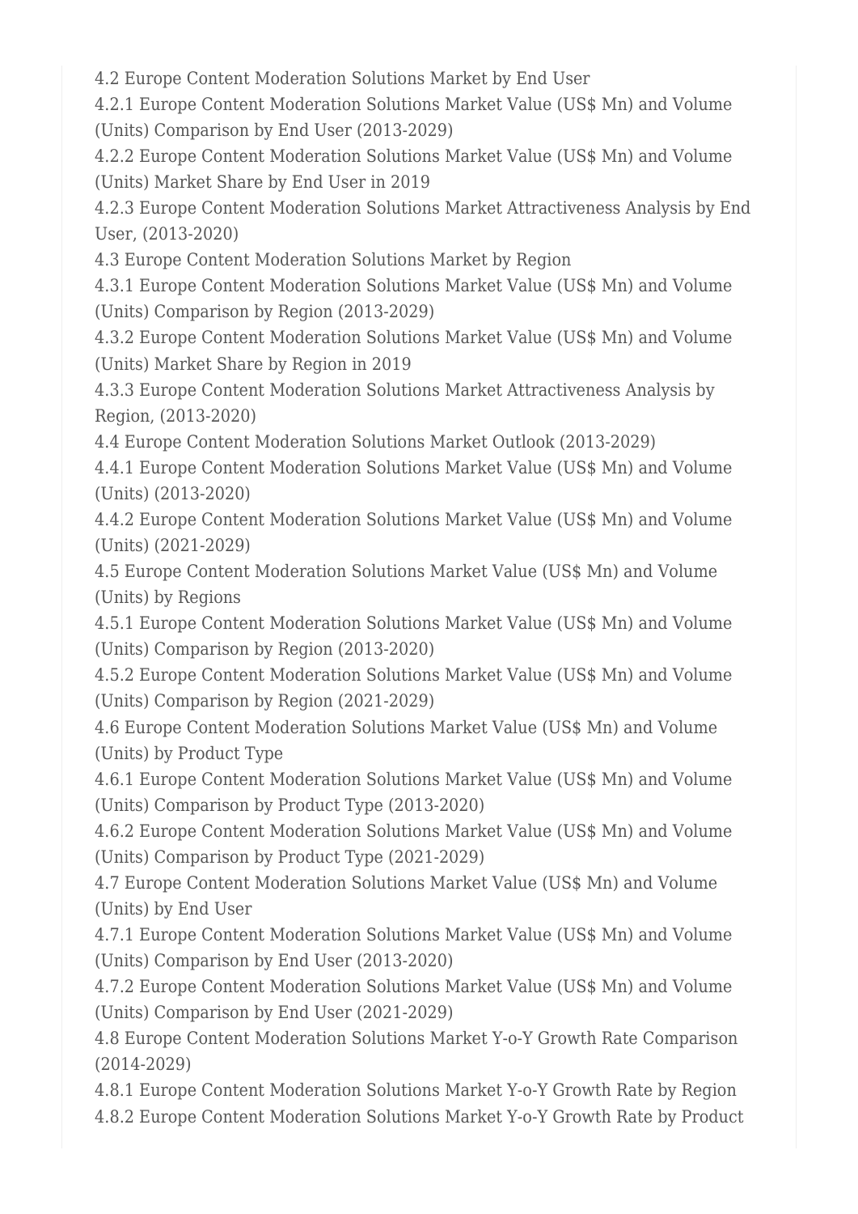4.2 Europe Content Moderation Solutions Market by End User

4.2.1 Europe Content Moderation Solutions Market Value (US$ Mn) and Volume (Units) Comparison by End User (2013-2029)

4.2.2 Europe Content Moderation Solutions Market Value (US$ Mn) and Volume (Units) Market Share by End User in 2019

4.2.3 Europe Content Moderation Solutions Market Attractiveness Analysis by End User, (2013-2020)

4.3 Europe Content Moderation Solutions Market by Region

4.3.1 Europe Content Moderation Solutions Market Value (US$ Mn) and Volume (Units) Comparison by Region (2013-2029)

4.3.2 Europe Content Moderation Solutions Market Value (US$ Mn) and Volume (Units) Market Share by Region in 2019

4.3.3 Europe Content Moderation Solutions Market Attractiveness Analysis by Region, (2013-2020)

4.4 Europe Content Moderation Solutions Market Outlook (2013-2029)

4.4.1 Europe Content Moderation Solutions Market Value (US$ Mn) and Volume (Units) (2013-2020)

4.4.2 Europe Content Moderation Solutions Market Value (US$ Mn) and Volume (Units) (2021-2029)

4.5 Europe Content Moderation Solutions Market Value (US$ Mn) and Volume (Units) by Regions

4.5.1 Europe Content Moderation Solutions Market Value (US$ Mn) and Volume (Units) Comparison by Region (2013-2020)

4.5.2 Europe Content Moderation Solutions Market Value (US$ Mn) and Volume (Units) Comparison by Region (2021-2029)

4.6 Europe Content Moderation Solutions Market Value (US$ Mn) and Volume (Units) by Product Type

4.6.1 Europe Content Moderation Solutions Market Value (US$ Mn) and Volume (Units) Comparison by Product Type (2013-2020)

4.6.2 Europe Content Moderation Solutions Market Value (US$ Mn) and Volume (Units) Comparison by Product Type (2021-2029)

4.7 Europe Content Moderation Solutions Market Value (US$ Mn) and Volume (Units) by End User

4.7.1 Europe Content Moderation Solutions Market Value (US$ Mn) and Volume (Units) Comparison by End User (2013-2020)

4.7.2 Europe Content Moderation Solutions Market Value (US$ Mn) and Volume (Units) Comparison by End User (2021-2029)

4.8 Europe Content Moderation Solutions Market Y-o-Y Growth Rate Comparison (2014-2029)

4.8.1 Europe Content Moderation Solutions Market Y-o-Y Growth Rate by Region

4.8.2 Europe Content Moderation Solutions Market Y-o-Y Growth Rate by Product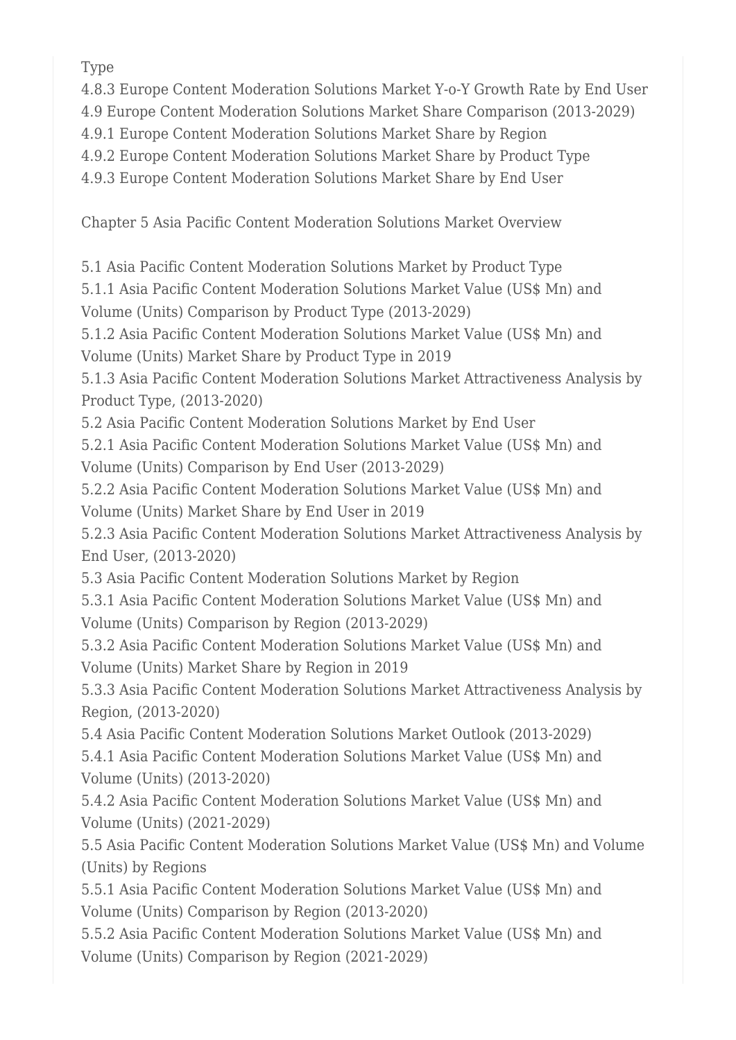Type
4.8.3 Europe Content Moderation Solutions Market Y-o-Y Growth Rate by End User
4.9 Europe Content Moderation Solutions Market Share Comparison (2013-2029)
4.9.1 Europe Content Moderation Solutions Market Share by Region
4.9.2 Europe Content Moderation Solutions Market Share by Product Type
4.9.3 Europe Content Moderation Solutions Market Share by End User

Chapter 5 Asia Pacific Content Moderation Solutions Market Overview

5.1 Asia Pacific Content Moderation Solutions Market by Product Type
5.1.1 Asia Pacific Content Moderation Solutions Market Value (US$ Mn) and Volume (Units) Comparison by Product Type (2013-2029)
5.1.2 Asia Pacific Content Moderation Solutions Market Value (US$ Mn) and Volume (Units) Market Share by Product Type in 2019
5.1.3 Asia Pacific Content Moderation Solutions Market Attractiveness Analysis by Product Type, (2013-2020)
5.2 Asia Pacific Content Moderation Solutions Market by End User
5.2.1 Asia Pacific Content Moderation Solutions Market Value (US$ Mn) and Volume (Units) Comparison by End User (2013-2029)
5.2.2 Asia Pacific Content Moderation Solutions Market Value (US$ Mn) and Volume (Units) Market Share by End User in 2019
5.2.3 Asia Pacific Content Moderation Solutions Market Attractiveness Analysis by End User, (2013-2020)
5.3 Asia Pacific Content Moderation Solutions Market by Region
5.3.1 Asia Pacific Content Moderation Solutions Market Value (US$ Mn) and Volume (Units) Comparison by Region (2013-2029)
5.3.2 Asia Pacific Content Moderation Solutions Market Value (US$ Mn) and Volume (Units) Market Share by Region in 2019
5.3.3 Asia Pacific Content Moderation Solutions Market Attractiveness Analysis by Region, (2013-2020)
5.4 Asia Pacific Content Moderation Solutions Market Outlook (2013-2029)
5.4.1 Asia Pacific Content Moderation Solutions Market Value (US$ Mn) and Volume (Units) (2013-2020)
5.4.2 Asia Pacific Content Moderation Solutions Market Value (US$ Mn) and Volume (Units) (2021-2029)
5.5 Asia Pacific Content Moderation Solutions Market Value (US$ Mn) and Volume (Units) by Regions
5.5.1 Asia Pacific Content Moderation Solutions Market Value (US$ Mn) and Volume (Units) Comparison by Region (2013-2020)
5.5.2 Asia Pacific Content Moderation Solutions Market Value (US$ Mn) and Volume (Units) Comparison by Region (2021-2029)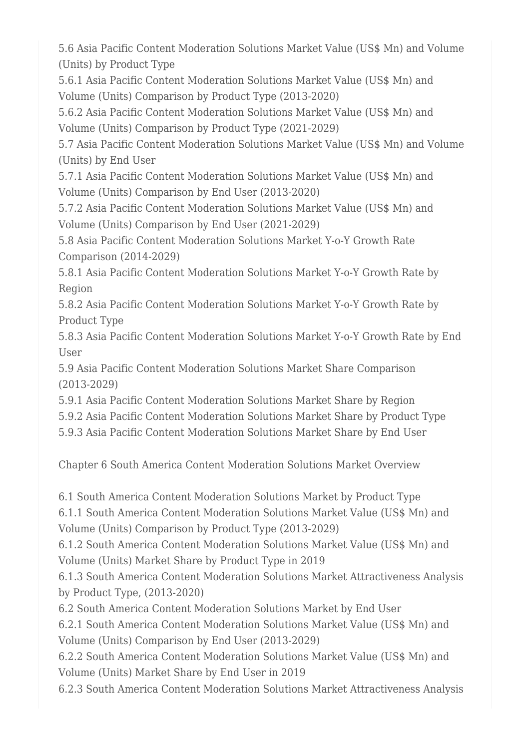5.6 Asia Pacific Content Moderation Solutions Market Value (US$ Mn) and Volume (Units) by Product Type
5.6.1 Asia Pacific Content Moderation Solutions Market Value (US$ Mn) and Volume (Units) Comparison by Product Type (2013-2020)
5.6.2 Asia Pacific Content Moderation Solutions Market Value (US$ Mn) and Volume (Units) Comparison by Product Type (2021-2029)
5.7 Asia Pacific Content Moderation Solutions Market Value (US$ Mn) and Volume (Units) by End User
5.7.1 Asia Pacific Content Moderation Solutions Market Value (US$ Mn) and Volume (Units) Comparison by End User (2013-2020)
5.7.2 Asia Pacific Content Moderation Solutions Market Value (US$ Mn) and Volume (Units) Comparison by End User (2021-2029)
5.8 Asia Pacific Content Moderation Solutions Market Y-o-Y Growth Rate Comparison (2014-2029)
5.8.1 Asia Pacific Content Moderation Solutions Market Y-o-Y Growth Rate by Region
5.8.2 Asia Pacific Content Moderation Solutions Market Y-o-Y Growth Rate by Product Type
5.8.3 Asia Pacific Content Moderation Solutions Market Y-o-Y Growth Rate by End User
5.9 Asia Pacific Content Moderation Solutions Market Share Comparison (2013-2029)
5.9.1 Asia Pacific Content Moderation Solutions Market Share by Region
5.9.2 Asia Pacific Content Moderation Solutions Market Share by Product Type
5.9.3 Asia Pacific Content Moderation Solutions Market Share by End User

Chapter 6 South America Content Moderation Solutions Market Overview

6.1 South America Content Moderation Solutions Market by Product Type
6.1.1 South America Content Moderation Solutions Market Value (US$ Mn) and Volume (Units) Comparison by Product Type (2013-2029)
6.1.2 South America Content Moderation Solutions Market Value (US$ Mn) and Volume (Units) Market Share by Product Type in 2019
6.1.3 South America Content Moderation Solutions Market Attractiveness Analysis by Product Type, (2013-2020)
6.2 South America Content Moderation Solutions Market by End User
6.2.1 South America Content Moderation Solutions Market Value (US$ Mn) and Volume (Units) Comparison by End User (2013-2029)
6.2.2 South America Content Moderation Solutions Market Value (US$ Mn) and Volume (Units) Market Share by End User in 2019
6.2.3 South America Content Moderation Solutions Market Attractiveness Analysis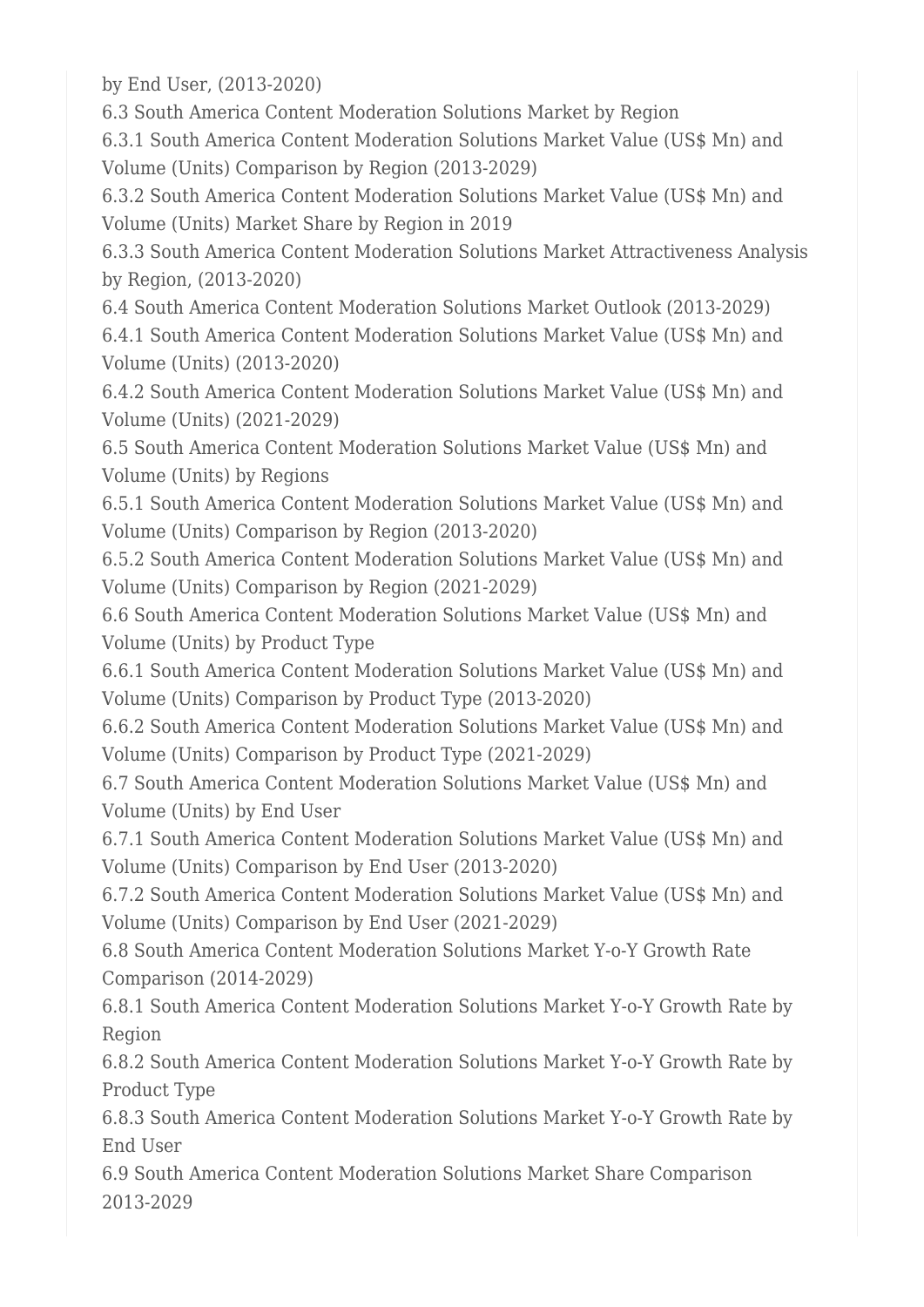by End User, (2013-2020)

6.3 South America Content Moderation Solutions Market by Region

6.3.1 South America Content Moderation Solutions Market Value (US$ Mn) and Volume (Units) Comparison by Region (2013-2029)

6.3.2 South America Content Moderation Solutions Market Value (US$ Mn) and Volume (Units) Market Share by Region in 2019

6.3.3 South America Content Moderation Solutions Market Attractiveness Analysis by Region, (2013-2020)

6.4 South America Content Moderation Solutions Market Outlook (2013-2029)

6.4.1 South America Content Moderation Solutions Market Value (US$ Mn) and Volume (Units) (2013-2020)

6.4.2 South America Content Moderation Solutions Market Value (US$ Mn) and Volume (Units) (2021-2029)

6.5 South America Content Moderation Solutions Market Value (US$ Mn) and Volume (Units) by Regions

6.5.1 South America Content Moderation Solutions Market Value (US$ Mn) and Volume (Units) Comparison by Region (2013-2020)

6.5.2 South America Content Moderation Solutions Market Value (US$ Mn) and Volume (Units) Comparison by Region (2021-2029)

6.6 South America Content Moderation Solutions Market Value (US$ Mn) and Volume (Units) by Product Type

6.6.1 South America Content Moderation Solutions Market Value (US$ Mn) and Volume (Units) Comparison by Product Type (2013-2020)

6.6.2 South America Content Moderation Solutions Market Value (US$ Mn) and Volume (Units) Comparison by Product Type (2021-2029)

6.7 South America Content Moderation Solutions Market Value (US$ Mn) and Volume (Units) by End User

6.7.1 South America Content Moderation Solutions Market Value (US$ Mn) and Volume (Units) Comparison by End User (2013-2020)

6.7.2 South America Content Moderation Solutions Market Value (US$ Mn) and Volume (Units) Comparison by End User (2021-2029)

6.8 South America Content Moderation Solutions Market Y-o-Y Growth Rate Comparison (2014-2029)

6.8.1 South America Content Moderation Solutions Market Y-o-Y Growth Rate by Region

6.8.2 South America Content Moderation Solutions Market Y-o-Y Growth Rate by Product Type

6.8.3 South America Content Moderation Solutions Market Y-o-Y Growth Rate by End User

6.9 South America Content Moderation Solutions Market Share Comparison 2013-2029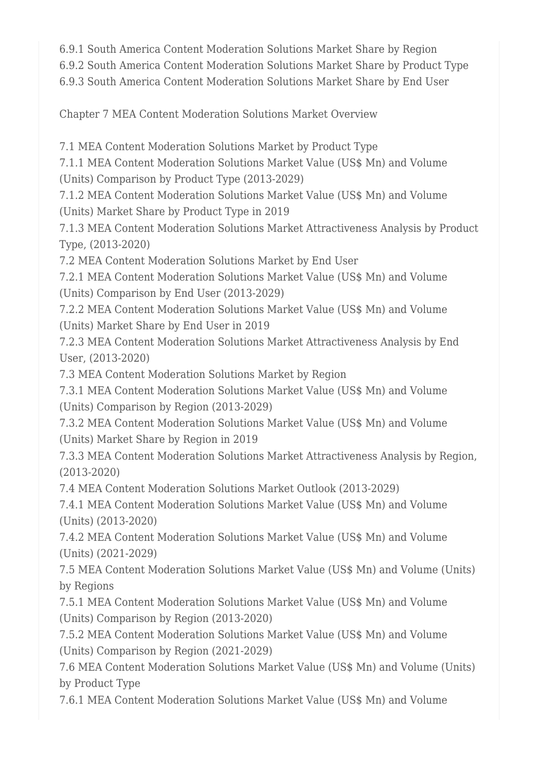6.9.1 South America Content Moderation Solutions Market Share by Region
6.9.2 South America Content Moderation Solutions Market Share by Product Type
6.9.3 South America Content Moderation Solutions Market Share by End User

Chapter 7 MEA Content Moderation Solutions Market Overview

7.1 MEA Content Moderation Solutions Market by Product Type
7.1.1 MEA Content Moderation Solutions Market Value (US$ Mn) and Volume (Units) Comparison by Product Type (2013-2029)
7.1.2 MEA Content Moderation Solutions Market Value (US$ Mn) and Volume (Units) Market Share by Product Type in 2019
7.1.3 MEA Content Moderation Solutions Market Attractiveness Analysis by Product Type, (2013-2020)
7.2 MEA Content Moderation Solutions Market by End User
7.2.1 MEA Content Moderation Solutions Market Value (US$ Mn) and Volume (Units) Comparison by End User (2013-2029)
7.2.2 MEA Content Moderation Solutions Market Value (US$ Mn) and Volume (Units) Market Share by End User in 2019
7.2.3 MEA Content Moderation Solutions Market Attractiveness Analysis by End User, (2013-2020)
7.3 MEA Content Moderation Solutions Market by Region
7.3.1 MEA Content Moderation Solutions Market Value (US$ Mn) and Volume (Units) Comparison by Region (2013-2029)
7.3.2 MEA Content Moderation Solutions Market Value (US$ Mn) and Volume (Units) Market Share by Region in 2019
7.3.3 MEA Content Moderation Solutions Market Attractiveness Analysis by Region, (2013-2020)
7.4 MEA Content Moderation Solutions Market Outlook (2013-2029)
7.4.1 MEA Content Moderation Solutions Market Value (US$ Mn) and Volume (Units) (2013-2020)
7.4.2 MEA Content Moderation Solutions Market Value (US$ Mn) and Volume (Units) (2021-2029)
7.5 MEA Content Moderation Solutions Market Value (US$ Mn) and Volume (Units) by Regions
7.5.1 MEA Content Moderation Solutions Market Value (US$ Mn) and Volume (Units) Comparison by Region (2013-2020)
7.5.2 MEA Content Moderation Solutions Market Value (US$ Mn) and Volume (Units) Comparison by Region (2021-2029)
7.6 MEA Content Moderation Solutions Market Value (US$ Mn) and Volume (Units) by Product Type
7.6.1 MEA Content Moderation Solutions Market Value (US$ Mn) and Volume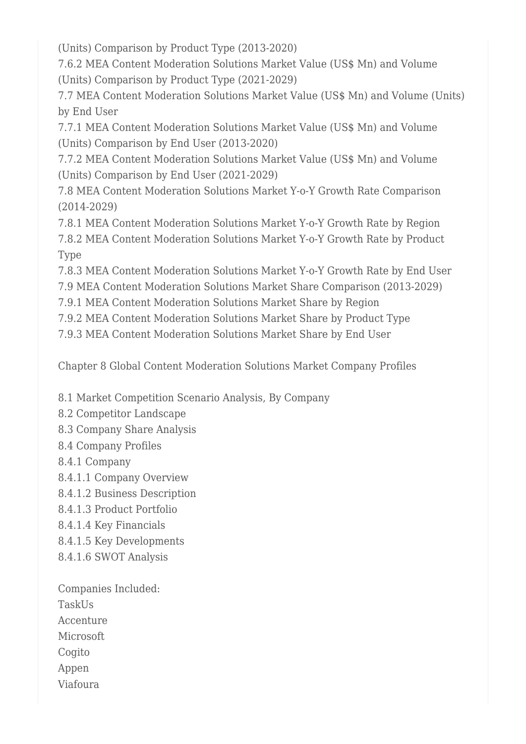(Units) Comparison by Product Type (2013-2020)

7.6.2 MEA Content Moderation Solutions Market Value (US$ Mn) and Volume (Units) Comparison by Product Type (2021-2029)

7.7 MEA Content Moderation Solutions Market Value (US$ Mn) and Volume (Units) by End User

7.7.1 MEA Content Moderation Solutions Market Value (US$ Mn) and Volume (Units) Comparison by End User (2013-2020)

7.7.2 MEA Content Moderation Solutions Market Value (US$ Mn) and Volume (Units) Comparison by End User (2021-2029)

7.8 MEA Content Moderation Solutions Market Y-o-Y Growth Rate Comparison (2014-2029)

7.8.1 MEA Content Moderation Solutions Market Y-o-Y Growth Rate by Region

7.8.2 MEA Content Moderation Solutions Market Y-o-Y Growth Rate by Product Type

7.8.3 MEA Content Moderation Solutions Market Y-o-Y Growth Rate by End User

7.9 MEA Content Moderation Solutions Market Share Comparison (2013-2029)

7.9.1 MEA Content Moderation Solutions Market Share by Region

7.9.2 MEA Content Moderation Solutions Market Share by Product Type

7.9.3 MEA Content Moderation Solutions Market Share by End User

Chapter 8 Global Content Moderation Solutions Market Company Profiles

8.1 Market Competition Scenario Analysis, By Company

8.2 Competitor Landscape

8.3 Company Share Analysis

8.4 Company Profiles

8.4.1 Company

8.4.1.1 Company Overview

8.4.1.2 Business Description

8.4.1.3 Product Portfolio

8.4.1.4 Key Financials

8.4.1.5 Key Developments

8.4.1.6 SWOT Analysis

Companies Included:

TaskUs

Accenture

Microsoft

Cogito

Appen

Viafoura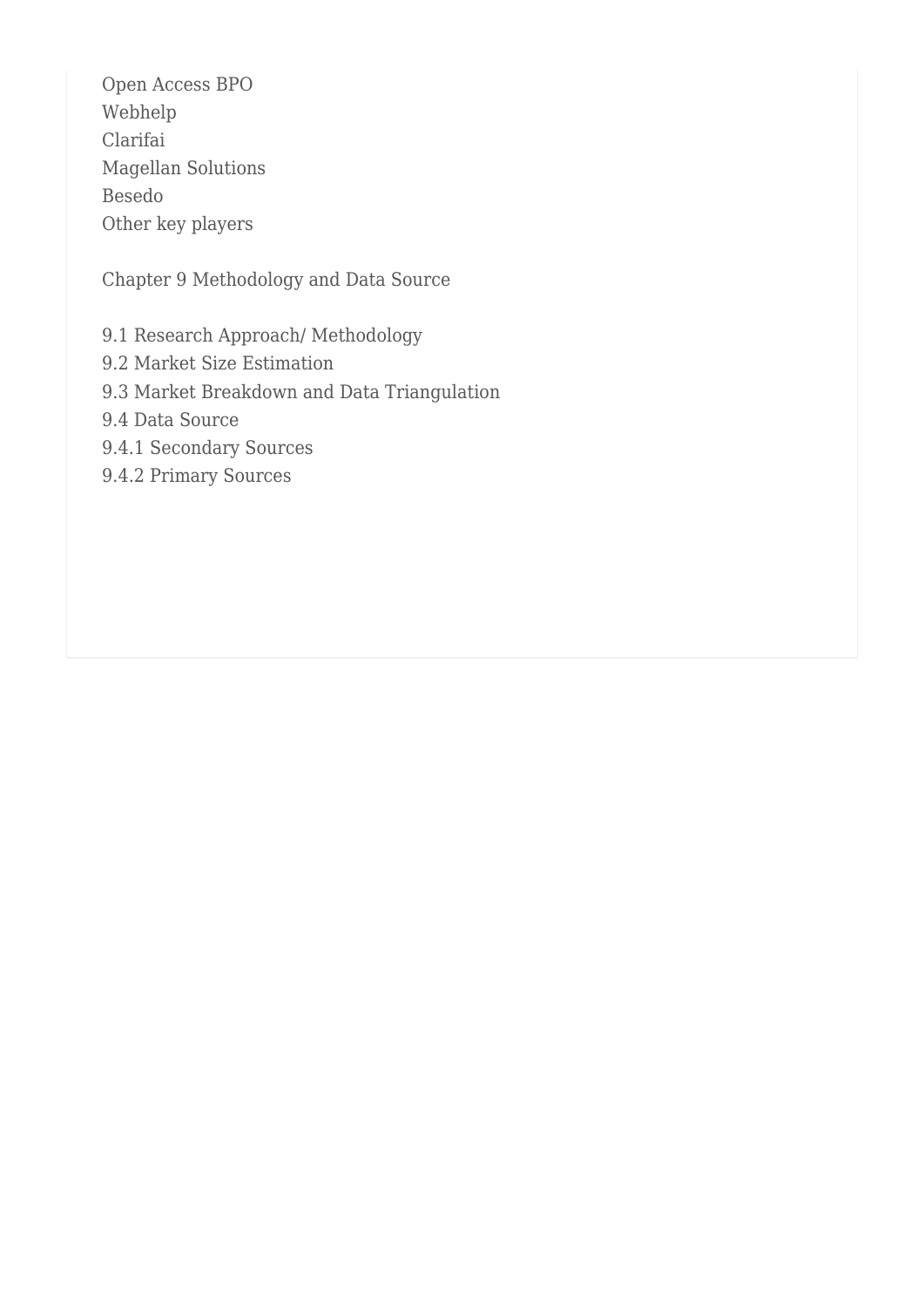Open Access BPO
Webhelp
Clarifai
Magellan Solutions
Besedo
Other key players

Chapter 9 Methodology and Data Source

9.1 Research Approach/ Methodology
9.2 Market Size Estimation
9.3 Market Breakdown and Data Triangulation
9.4 Data Source
9.4.1 Secondary Sources
9.4.2 Primary Sources